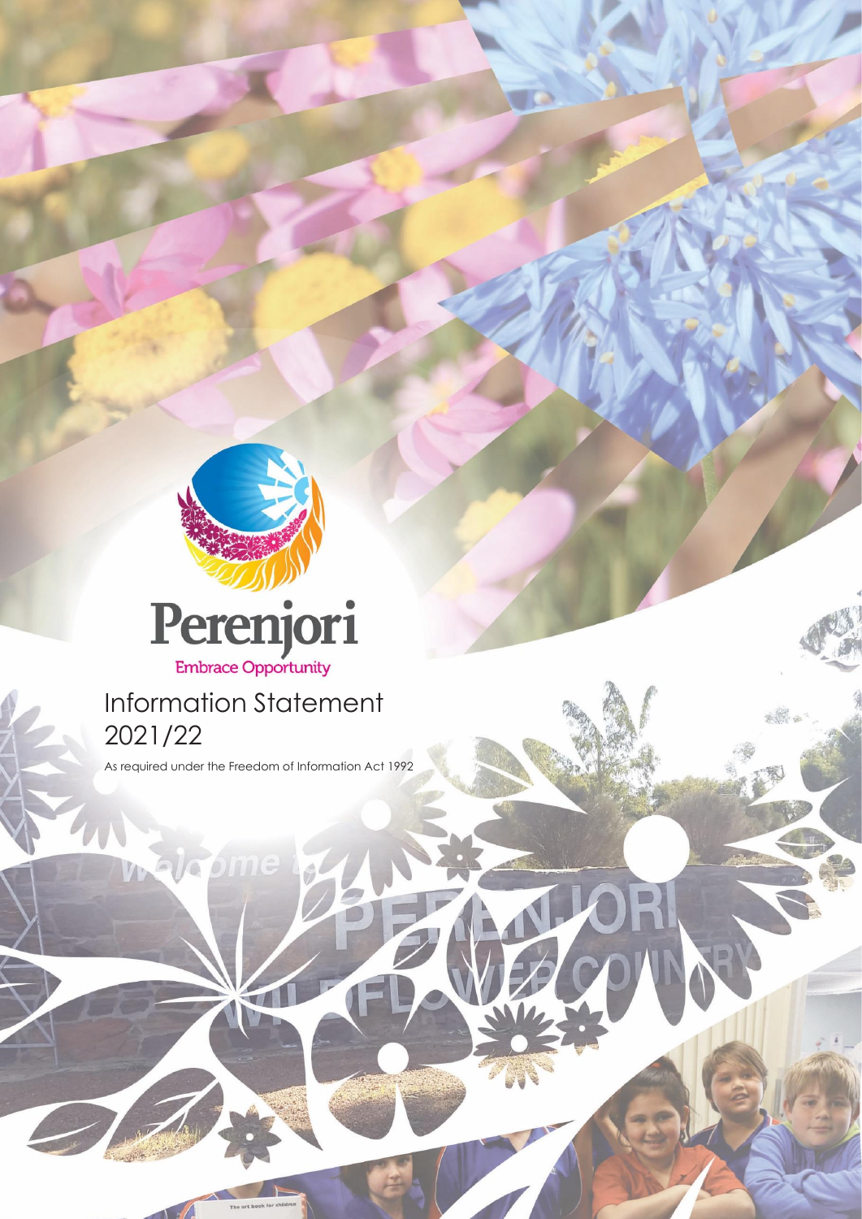Perenjori

Embrace Opportunity

# Information Statement 2021/22

As required under the Freedom of Information Act 1992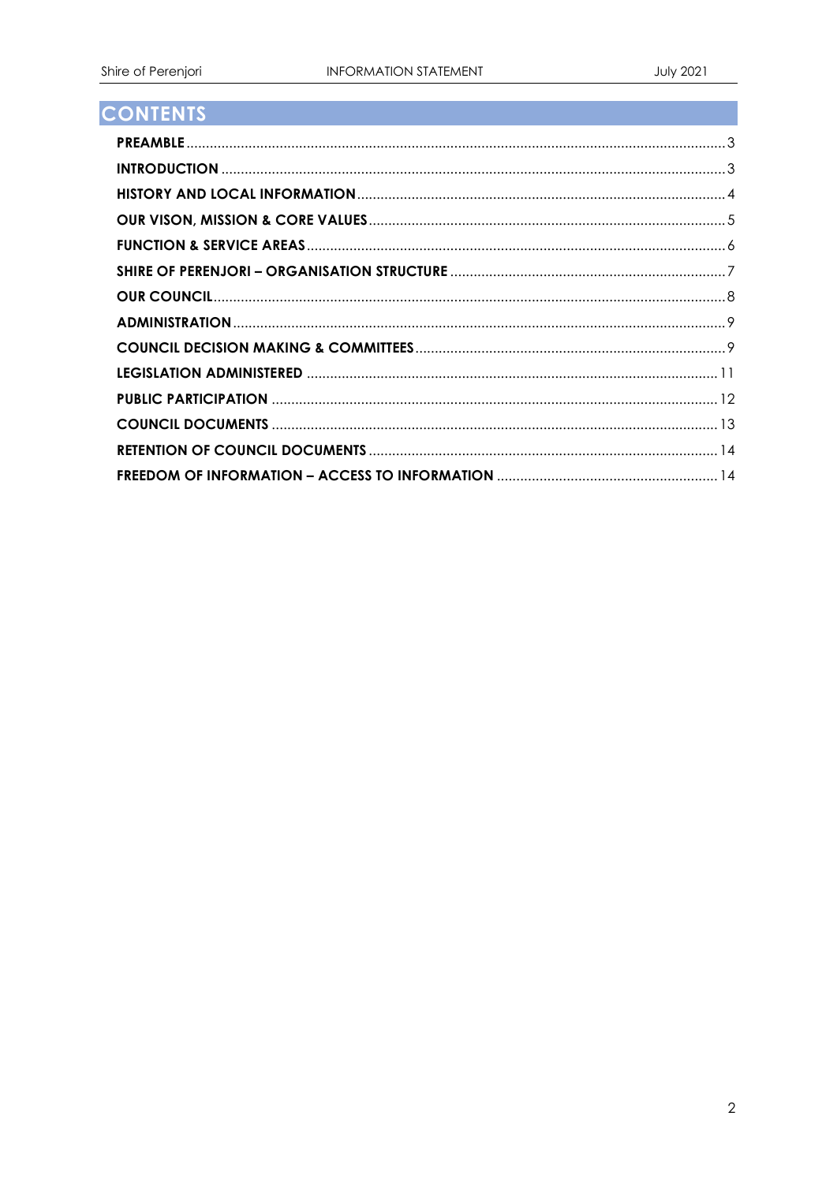# CONTENTS

| | |
|---|---|
| **PREAMBLE** | 3 |
| **INTRODUCTION** | 3 |
| **HISTORY AND LOCAL INFORMATION** | 4 |
| **OUR VISON, MISSION & CORE VALUES** | 5 |
| **FUNCTION & SERVICE AREAS** | 6 |
| **SHIRE OF PERENJORI – ORGANISATION STRUCTURE** | 7 |
| **OUR COUNCIL** | 8 |
| **ADMINISTRATION** | 9 |
| **COUNCIL DECISION MAKING & COMMITTEES** | 9 |
| **LEGISLATION ADMINISTERED** | 11 |
| **PUBLIC PARTICIPATION** | 12 |
| **COUNCIL DOCUMENTS** | 13 |
| **RETENTION OF COUNCIL DOCUMENTS** | 14 |
| **FREEDOM OF INFORMATION – ACCESS TO INFORMATION** | 14 |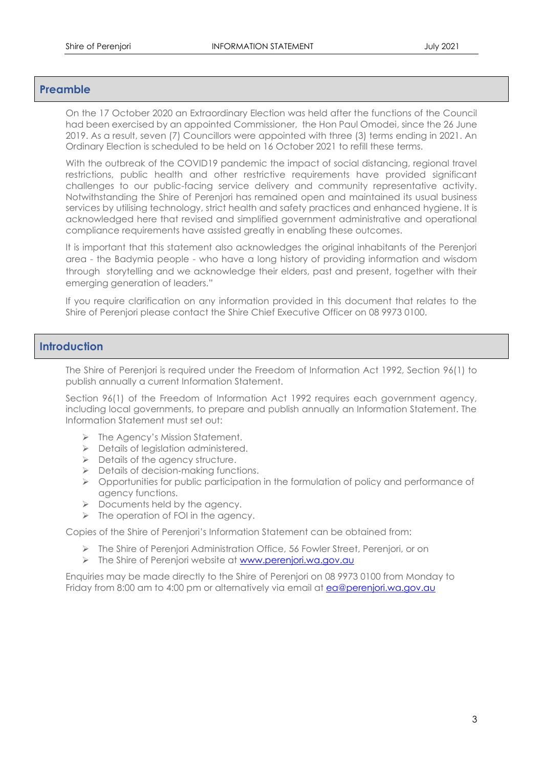## Preamble

On the 17 October 2020 an Extraordinary Election was held after the functions of the Council had been exercised by an appointed Commissioner, the Hon Paul Omodei, since the 26 June 2019. As a result, seven (7) Councillors were appointed with three (3) terms ending in 2021. An Ordinary Election is scheduled to be held on 16 October 2021 to refill these terms.

With the outbreak of the COVID19 pandemic the impact of social distancing, regional travel restrictions, public health and other restrictive requirements have provided significant challenges to our public-facing service delivery and community representative activity. Notwithstanding the Shire of Perenjori has remained open and maintained its usual business services by utilising technology, strict health and safety practices and enhanced hygiene. It is acknowledged here that revised and simplified government administrative and operational compliance requirements have assisted greatly in enabling these outcomes.

It is important that this statement also acknowledges the original inhabitants of the Perenjori area - the Badymia people - who have a long history of providing information and wisdom through storytelling and we acknowledge their elders, past and present, together with their emerging generation of leaders."

If you require clarification on any information provided in this document that relates to the Shire of Perenjori please contact the Shire Chief Executive Officer on 08 9973 0100.

## Introduction

The Shire of Perenjori is required under the Freedom of Information Act 1992, Section 96(1) to publish annually a current Information Statement.

Section 96(1) of the Freedom of Information Act 1992 requires each government agency, including local governments, to prepare and publish annually an Information Statement. The Information Statement must set out:

- The Agency's Mission Statement.
- Details of legislation administered.
- Details of the agency structure.
- Details of decision-making functions.
- Opportunities for public participation in the formulation of policy and performance of agency functions.
- Documents held by the agency.
- The operation of FOI in the agency.

Copies of the Shire of Perenjori's Information Statement can be obtained from:

- The Shire of Perenjori Administration Office, 56 Fowler Street, Perenjori, or on
- The Shire of Perenjori website at [www.perenjori.wa.gov.au](http://www.perenjori.wa.gov.au)

Enquiries may be made directly to the Shire of Perenjori on 08 9973 0100 from Monday to Friday from 8:00 am to 4:00 pm or alternatively via email at [ea@perenjori.wa.gov.au](mailto:ea@perenjori.wa.gov.au)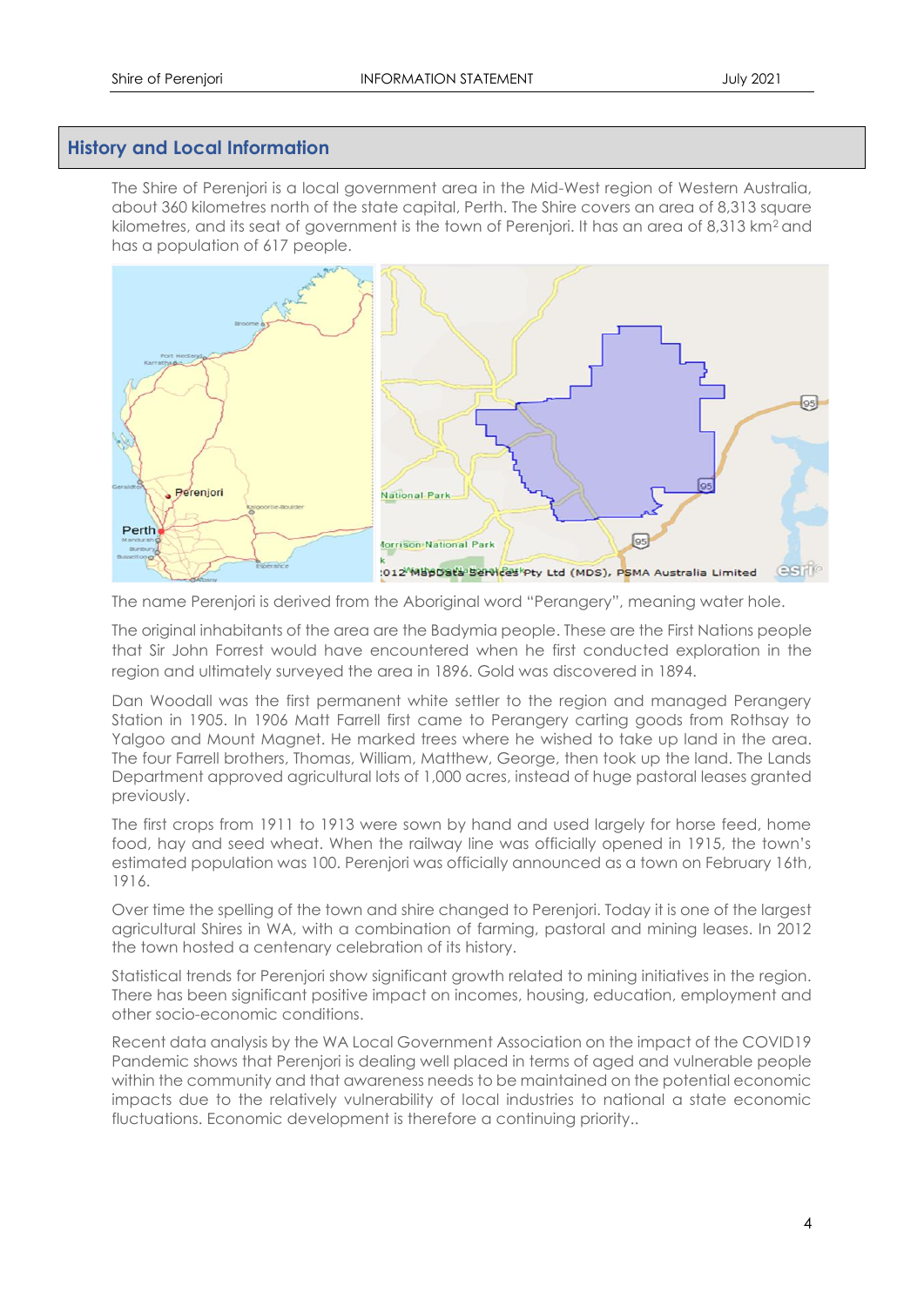## History and Local Information

The Shire of Perenjori is a local government area in the Mid-West region of Western Australia, about 360 kilometres north of the state capital, Perth. The Shire covers an area of 8,313 square kilometres, and its seat of government is the town of Perenjori. It has an area of 8,313 km² and has a population of 617 people.

The name Perenjori is derived from the Aboriginal word "Perangery", meaning water hole.

The original inhabitants of the area are the Badymia people. These are the First Nations people that Sir John Forrest would have encountered when he first conducted exploration in the region and ultimately surveyed the area in 1896. Gold was discovered in 1894.

Dan Woodall was the first permanent white settler to the region and managed Perangery Station in 1905. In 1906 Matt Farrell first came to Perangery carting goods from Rothsay to Yalgoo and Mount Magnet. He marked trees where he wished to take up land in the area. The four Farrell brothers, Thomas, William, Matthew, George, then took up the land. The Lands Department approved agricultural lots of 1,000 acres, instead of huge pastoral leases granted previously.

The first crops from 1911 to 1913 were sown by hand and used largely for horse feed, home food, hay and seed wheat. When the railway line was officially opened in 1915, the town's estimated population was 100. Perenjori was officially announced as a town on February 16th, 1916.

Over time the spelling of the town and shire changed to Perenjori. Today it is one of the largest agricultural Shires in WA, with a combination of farming, pastoral and mining leases. In 2012 the town hosted a centenary celebration of its history.

Statistical trends for Perenjori show significant growth related to mining initiatives in the region. There has been significant positive impact on incomes, housing, education, employment and other socio-economic conditions.

Recent data analysis by the WA Local Government Association on the impact of the COVID19 Pandemic shows that Perenjori is dealing well placed in terms of aged and vulnerable people within the community and that awareness needs to be maintained on the potential economic impacts due to the relatively vulnerability of local industries to national a state economic fluctuations. Economic development is therefore a continuing priority..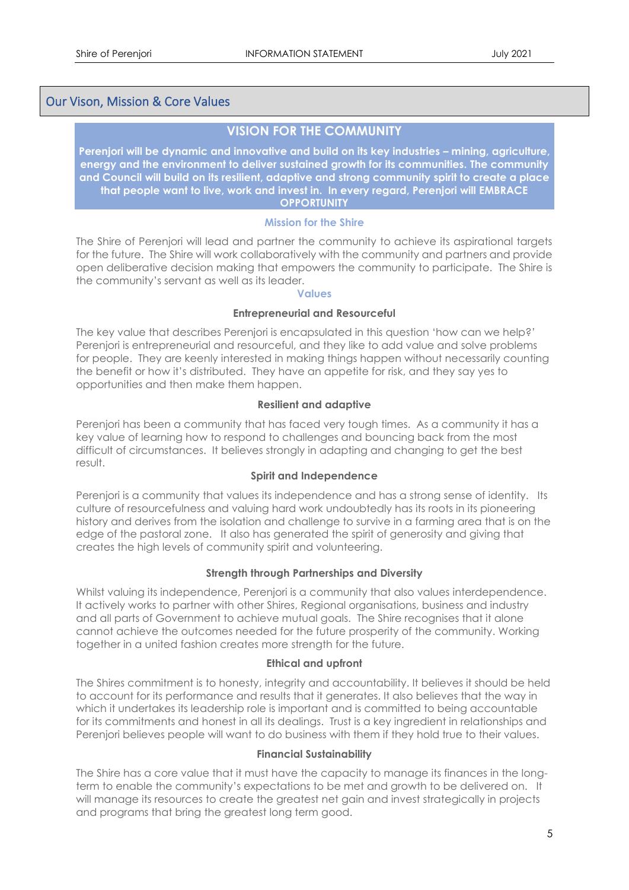## Our Vison, Mission & Core Values

### VISION FOR THE COMMUNITY

**Perenjori will be dynamic and innovative and build on its key industries – mining, agriculture, energy and the environment to deliver sustained growth for its communities. The community and Council will build on its resilient, adaptive and strong community spirit to create a place that people want to live, work and invest in. In every regard, Perenjori will EMBRACE OPPORTUNITY**

### Mission for the Shire

The Shire of Perenjori will lead and partner the community to achieve its aspirational targets for the future. The Shire will work collaboratively with the community and partners and provide open deliberative decision making that empowers the community to participate. The Shire is the community's servant as well as its leader.

### Values

#### Entrepreneurial and Resourceful

The key value that describes Perenjori is encapsulated in this question 'how can we help?' Perenjori is entrepreneurial and resourceful, and they like to add value and solve problems for people. They are keenly interested in making things happen without necessarily counting the benefit or how it's distributed. They have an appetite for risk, and they say yes to opportunities and then make them happen.

#### Resilient and adaptive

Perenjori has been a community that has faced very tough times. As a community it has a key value of learning how to respond to challenges and bouncing back from the most difficult of circumstances. It believes strongly in adapting and changing to get the best result.

#### Spirit and Independence

Perenjori is a community that values its independence and has a strong sense of identity. Its culture of resourcefulness and valuing hard work undoubtedly has its roots in its pioneering history and derives from the isolation and challenge to survive in a farming area that is on the edge of the pastoral zone. It also has generated the spirit of generosity and giving that creates the high levels of community spirit and volunteering.

#### Strength through Partnerships and Diversity

Whilst valuing its independence, Perenjori is a community that also values interdependence. It actively works to partner with other Shires, Regional organisations, business and industry and all parts of Government to achieve mutual goals. The Shire recognises that it alone cannot achieve the outcomes needed for the future prosperity of the community. Working together in a united fashion creates more strength for the future.

#### Ethical and upfront

The Shires commitment is to honesty, integrity and accountability. It believes it should be held to account for its performance and results that it generates. It also believes that the way in which it undertakes its leadership role is important and is committed to being accountable for its commitments and honest in all its dealings. Trust is a key ingredient in relationships and Perenjori believes people will want to do business with them if they hold true to their values.

#### Financial Sustainability

The Shire has a core value that it must have the capacity to manage its finances in the long-term to enable the community's expectations to be met and growth to be delivered on. It will manage its resources to create the greatest net gain and invest strategically in projects and programs that bring the greatest long term good.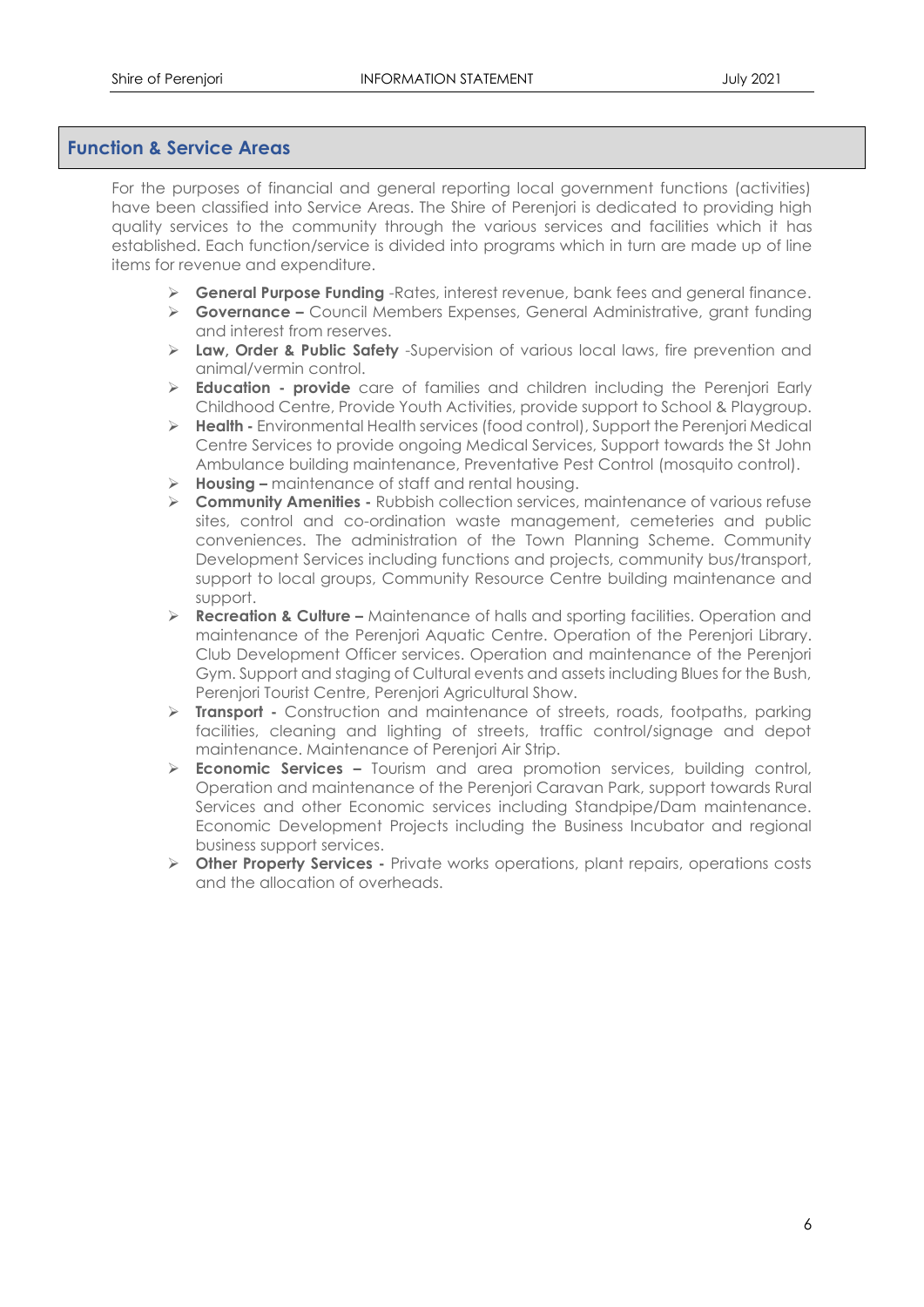## Function & Service Areas

For the purposes of financial and general reporting local government functions (activities) have been classified into Service Areas. The Shire of Perenjori is dedicated to providing high quality services to the community through the various services and facilities which it has established. Each function/service is divided into programs which in turn are made up of line items for revenue and expenditure.

- **General Purpose Funding** -Rates, interest revenue, bank fees and general finance.
- **Governance –** Council Members Expenses, General Administrative, grant funding and interest from reserves.
- **Law, Order & Public Safety** -Supervision of various local laws, fire prevention and animal/vermin control.
- **Education - provide** care of families and children including the Perenjori Early Childhood Centre, Provide Youth Activities, provide support to School & Playgroup.
- **Health -** Environmental Health services (food control), Support the Perenjori Medical Centre Services to provide ongoing Medical Services, Support towards the St John Ambulance building maintenance, Preventative Pest Control (mosquito control).
- **Housing –** maintenance of staff and rental housing.
- **Community Amenities -** Rubbish collection services, maintenance of various refuse sites, control and co-ordination waste management, cemeteries and public conveniences. The administration of the Town Planning Scheme. Community Development Services including functions and projects, community bus/transport, support to local groups, Community Resource Centre building maintenance and support.
- **Recreation & Culture –** Maintenance of halls and sporting facilities. Operation and maintenance of the Perenjori Aquatic Centre. Operation of the Perenjori Library. Club Development Officer services. Operation and maintenance of the Perenjori Gym. Support and staging of Cultural events and assets including Blues for the Bush, Perenjori Tourist Centre, Perenjori Agricultural Show.
- **Transport -** Construction and maintenance of streets, roads, footpaths, parking facilities, cleaning and lighting of streets, traffic control/signage and depot maintenance. Maintenance of Perenjori Air Strip.
- **Economic Services –** Tourism and area promotion services, building control, Operation and maintenance of the Perenjori Caravan Park, support towards Rural Services and other Economic services including Standpipe/Dam maintenance. Economic Development Projects including the Business Incubator and regional business support services.
- **Other Property Services -** Private works operations, plant repairs, operations costs and the allocation of overheads.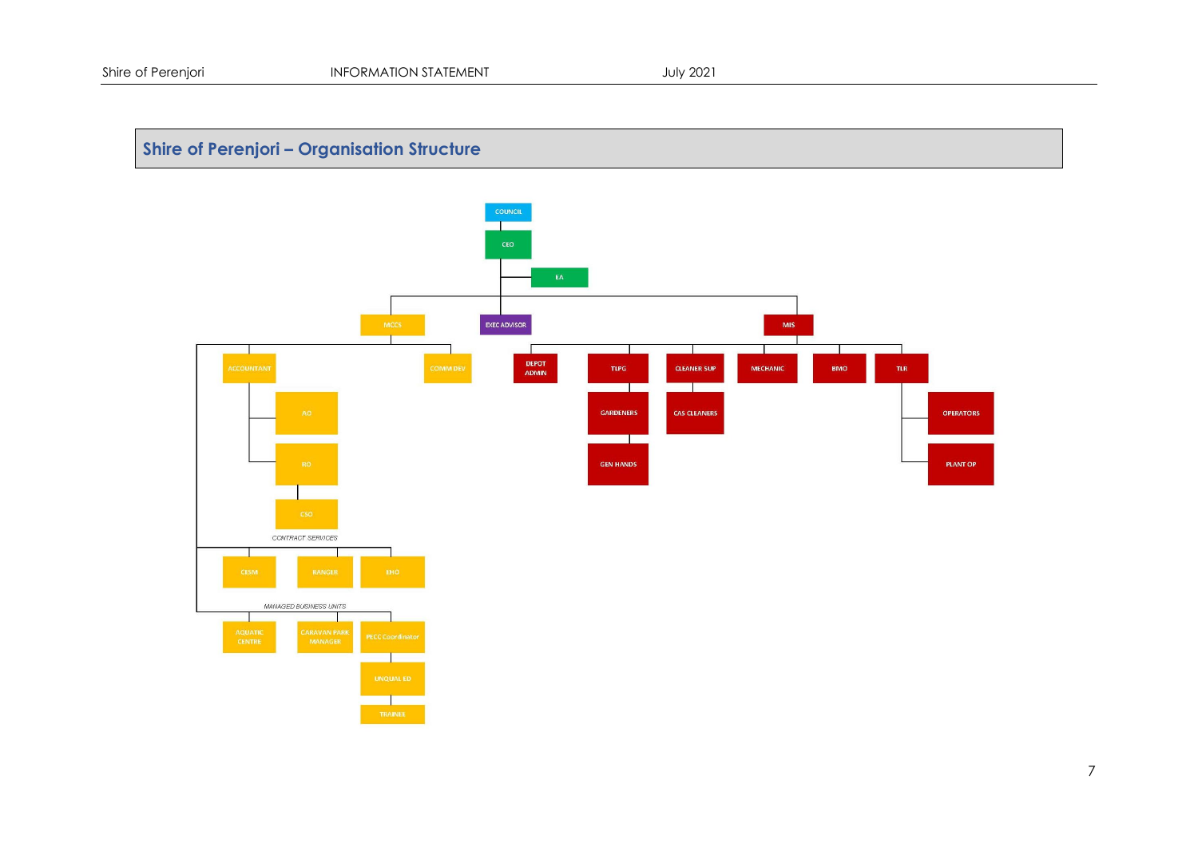## Shire of Perenjori – Organisation Structure

- COUNCIL
  - CEO
    - EA
    - MCCS
      - ACCOUNTANT
        - AO
        - RO
          - CSO
      - COMM DEV
      - *CONTRACT SERVICES*
        - CESM
        - RANGER
        - EHO
      - *MANAGED BUSINESS UNITS*
        - AQUATIC CENTRE
        - CARAVAN PARK MANAGER
        - PECC Coordinator
          - UNQUAL ED
          - TRAINEE
    - EXEC ADVISOR
    - MIS
      - DEPOT ADMIN
      - TLPG
        - GARDENERS
          - GEN HANDS
      - CLEANER SUP
        - CAS CLEANERS
      - MECHANIC
      - BMO
      - TLR
        - OPERATORS
        - PLANT OP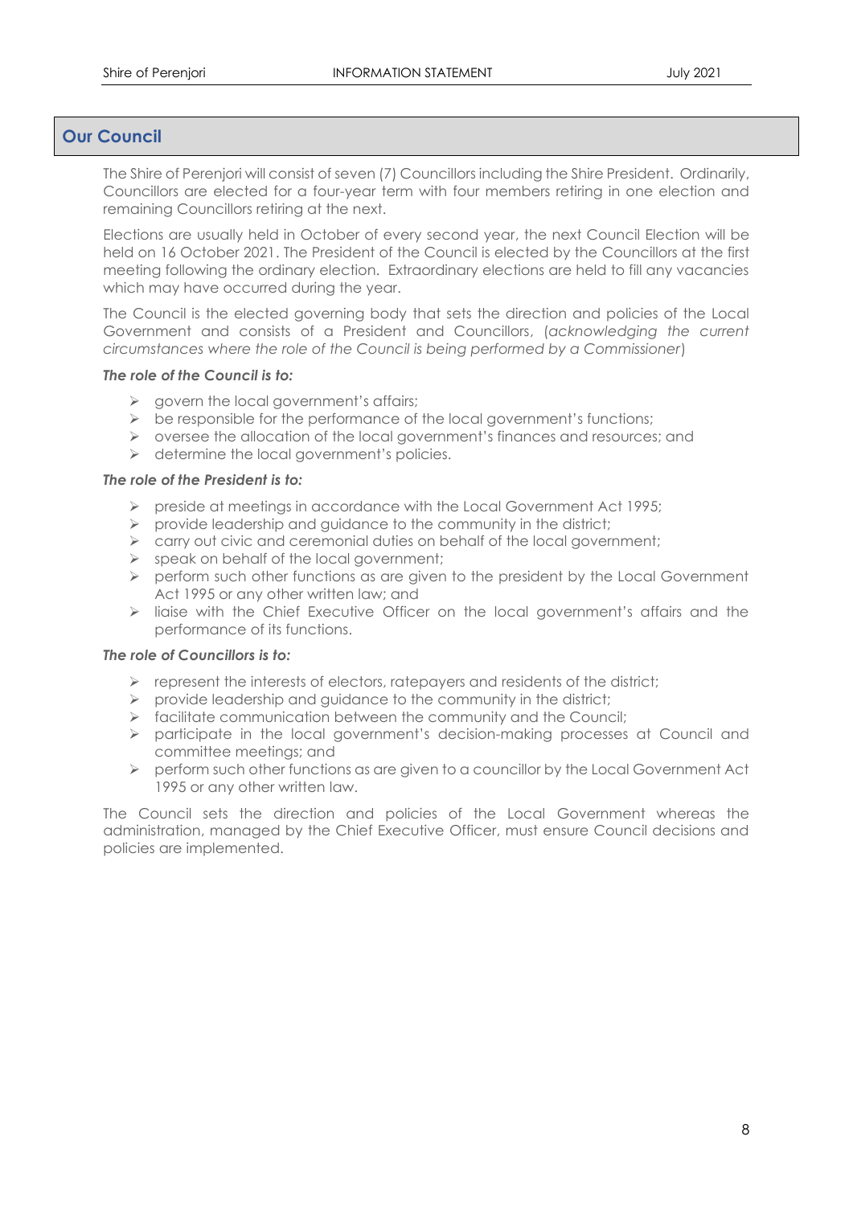## Our Council

The Shire of Perenjori will consist of seven (7) Councillors including the Shire President. Ordinarily, Councillors are elected for a four-year term with four members retiring in one election and remaining Councillors retiring at the next.

Elections are usually held in October of every second year, the next Council Election will be held on 16 October 2021. The President of the Council is elected by the Councillors at the first meeting following the ordinary election. Extraordinary elections are held to fill any vacancies which may have occurred during the year.

The Council is the elected governing body that sets the direction and policies of the Local Government and consists of a President and Councillors, (*acknowledging the current circumstances where the role of the Council is being performed by a Commissioner*)

***The role of the Council is to:***

- govern the local government's affairs;
- be responsible for the performance of the local government's functions;
- oversee the allocation of the local government's finances and resources; and
- determine the local government's policies.

***The role of the President is to:***

- preside at meetings in accordance with the Local Government Act 1995;
- provide leadership and guidance to the community in the district;
- carry out civic and ceremonial duties on behalf of the local government;
- speak on behalf of the local government;
- perform such other functions as are given to the president by the Local Government Act 1995 or any other written law; and
- liaise with the Chief Executive Officer on the local government's affairs and the performance of its functions.

***The role of Councillors is to:***

- represent the interests of electors, ratepayers and residents of the district;
- provide leadership and guidance to the community in the district;
- facilitate communication between the community and the Council;
- participate in the local government's decision-making processes at Council and committee meetings; and
- perform such other functions as are given to a councillor by the Local Government Act 1995 or any other written law.

The Council sets the direction and policies of the Local Government whereas the administration, managed by the Chief Executive Officer, must ensure Council decisions and policies are implemented.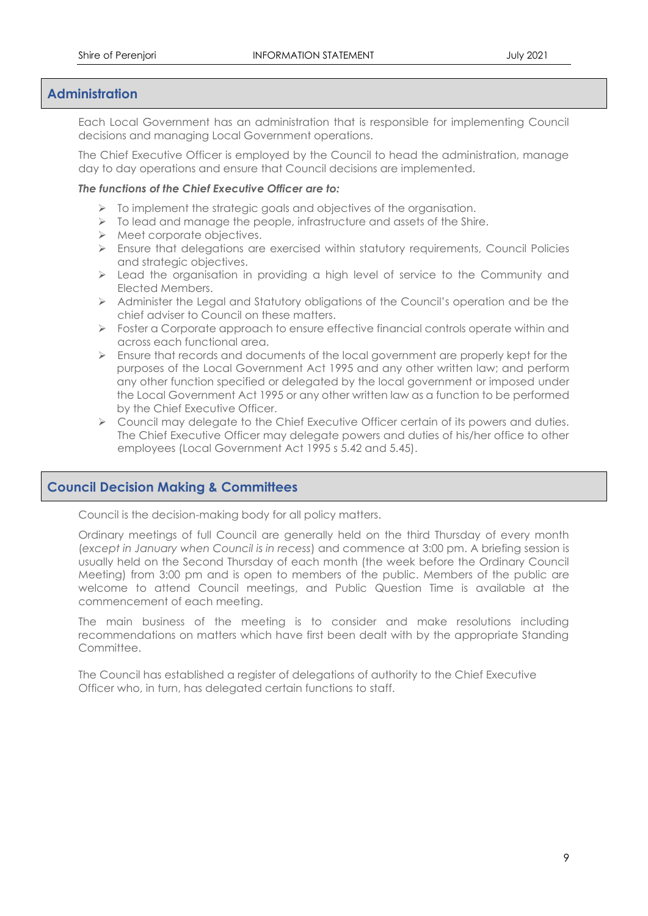## Administration

Each Local Government has an administration that is responsible for implementing Council decisions and managing Local Government operations.

The Chief Executive Officer is employed by the Council to head the administration, manage day to day operations and ensure that Council decisions are implemented.

***The functions of the Chief Executive Officer are to:***

- To implement the strategic goals and objectives of the organisation.
- To lead and manage the people, infrastructure and assets of the Shire.
- Meet corporate objectives.
- Ensure that delegations are exercised within statutory requirements, Council Policies and strategic objectives.
- Lead the organisation in providing a high level of service to the Community and Elected Members.
- Administer the Legal and Statutory obligations of the Council's operation and be the chief adviser to Council on these matters.
- Foster a Corporate approach to ensure effective financial controls operate within and across each functional area.
- Ensure that records and documents of the local government are properly kept for the purposes of the Local Government Act 1995 and any other written law; and perform any other function specified or delegated by the local government or imposed under the Local Government Act 1995 or any other written law as a function to be performed by the Chief Executive Officer.
- Council may delegate to the Chief Executive Officer certain of its powers and duties. The Chief Executive Officer may delegate powers and duties of his/her office to other employees (Local Government Act 1995 s 5.42 and 5.45).

## Council Decision Making & Committees

Council is the decision-making body for all policy matters.

Ordinary meetings of full Council are generally held on the third Thursday of every month (*except in January when Council is in recess*) and commence at 3:00 pm. A briefing session is usually held on the Second Thursday of each month (the week before the Ordinary Council Meeting) from 3:00 pm and is open to members of the public. Members of the public are welcome to attend Council meetings, and Public Question Time is available at the commencement of each meeting.

The main business of the meeting is to consider and make resolutions including recommendations on matters which have first been dealt with by the appropriate Standing Committee.

The Council has established a register of delegations of authority to the Chief Executive Officer who, in turn, has delegated certain functions to staff.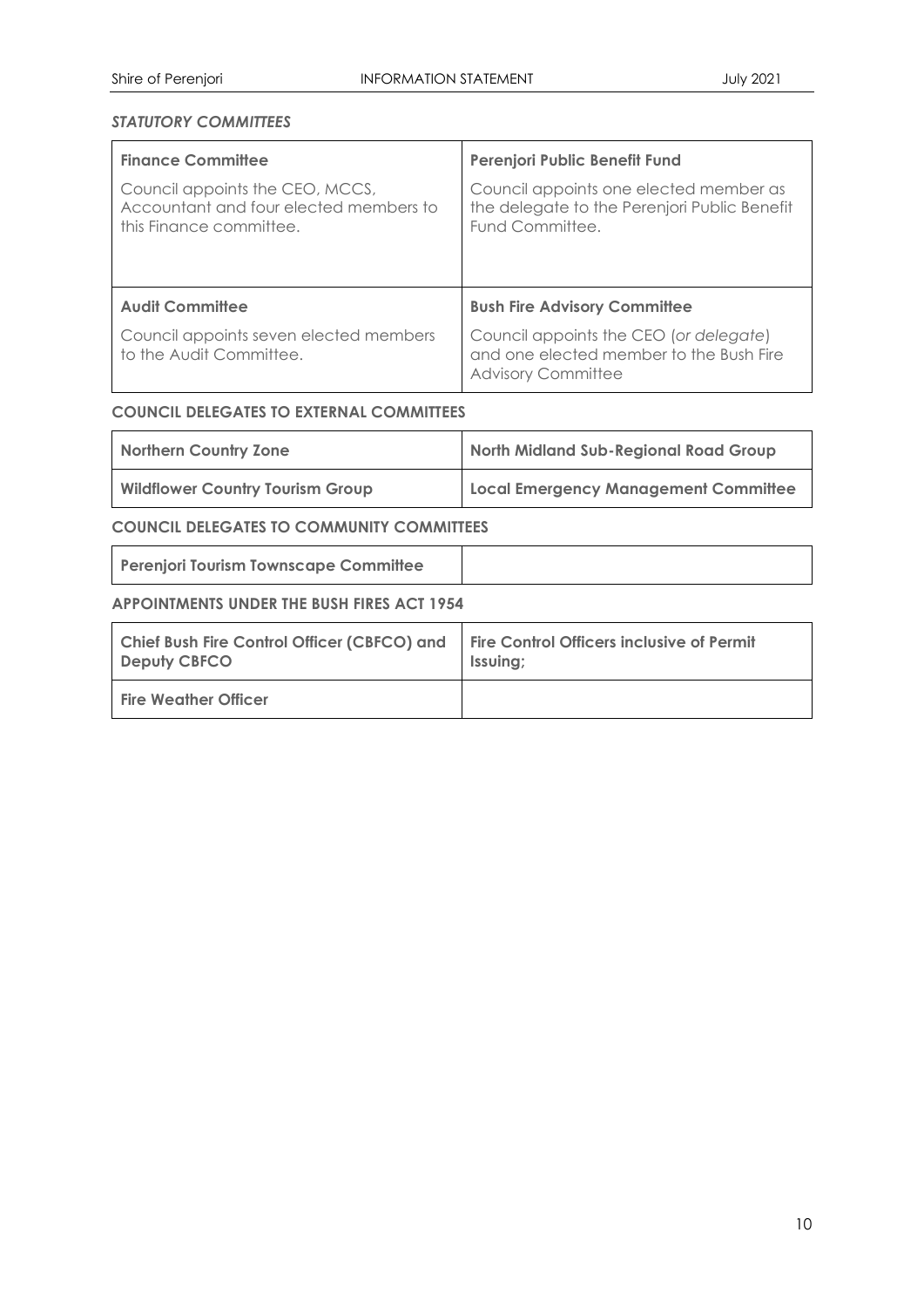### *STATUTORY COMMITTEES*

| **Finance Committee** | **Perenjori Public Benefit Fund** |
|---|---|
| Council appoints the CEO, MCCS, Accountant and four elected members to this Finance committee. | Council appoints one elected member as the delegate to the Perenjori Public Benefit Fund Committee. |
| **Audit Committee** | **Bush Fire Advisory Committee** |
| Council appoints seven elected members to the Audit Committee. | Council appoints the CEO (*or delegate*) and one elected member to the Bush Fire Advisory Committee |

### COUNCIL DELEGATES TO EXTERNAL COMMITTEES

| **Northern Country Zone** | **North Midland Sub-Regional Road Group** |
|---|---|
| **Wildflower Country Tourism Group** | **Local Emergency Management Committee** |

### COUNCIL DELEGATES TO COMMUNITY COMMITTEES

| **Perenjori Tourism Townscape Committee** | |
|---|---|

### APPOINTMENTS UNDER THE BUSH FIRES ACT 1954

| **Chief Bush Fire Control Officer (CBFCO) and Deputy CBFCO** | **Fire Control Officers inclusive of Permit Issuing;** |
|---|---|
| **Fire Weather Officer** | |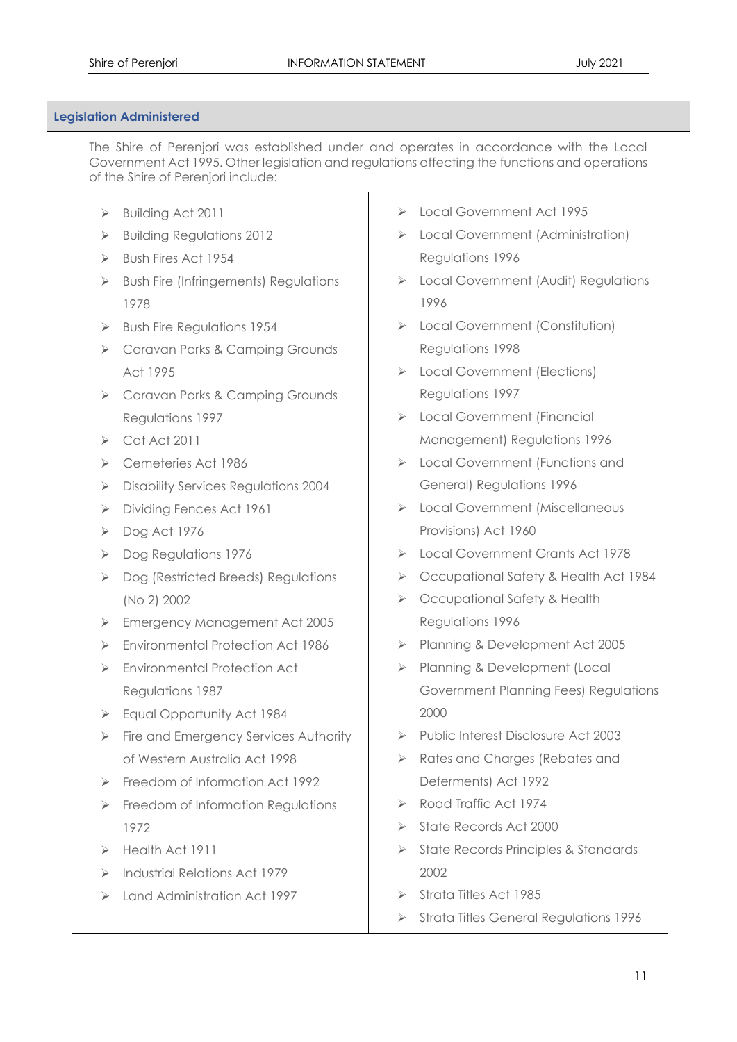## Legislation Administered

The Shire of Perenjori was established under and operates in accordance with the Local Government Act 1995. Other legislation and regulations affecting the functions and operations of the Shire of Perenjori include:

- Building Act 2011
- Building Regulations 2012
- Bush Fires Act 1954
- Bush Fire (Infringements) Regulations 1978
- Bush Fire Regulations 1954
- Caravan Parks & Camping Grounds Act 1995
- Caravan Parks & Camping Grounds Regulations 1997
- Cat Act 2011
- Cemeteries Act 1986
- Disability Services Regulations 2004
- Dividing Fences Act 1961
- Dog Act 1976
- Dog Regulations 1976
- Dog (Restricted Breeds) Regulations (No 2) 2002
- Emergency Management Act 2005
- Environmental Protection Act 1986
- Environmental Protection Act Regulations 1987
- Equal Opportunity Act 1984
- Fire and Emergency Services Authority of Western Australia Act 1998
- Freedom of Information Act 1992
- Freedom of Information Regulations 1972
- Health Act 1911
- Industrial Relations Act 1979
- Land Administration Act 1997
- Local Government Act 1995
- Local Government (Administration) Regulations 1996
- Local Government (Audit) Regulations 1996
- Local Government (Constitution) Regulations 1998
- Local Government (Elections) Regulations 1997
- Local Government (Financial Management) Regulations 1996
- Local Government (Functions and General) Regulations 1996
- Local Government (Miscellaneous Provisions) Act 1960
- Local Government Grants Act 1978
- Occupational Safety & Health Act 1984
- Occupational Safety & Health Regulations 1996
- Planning & Development Act 2005
- Planning & Development (Local Government Planning Fees) Regulations 2000
- Public Interest Disclosure Act 2003
- Rates and Charges (Rebates and Deferments) Act 1992
- Road Traffic Act 1974
- State Records Act 2000
- State Records Principles & Standards 2002
- Strata Titles Act 1985
- Strata Titles General Regulations 1996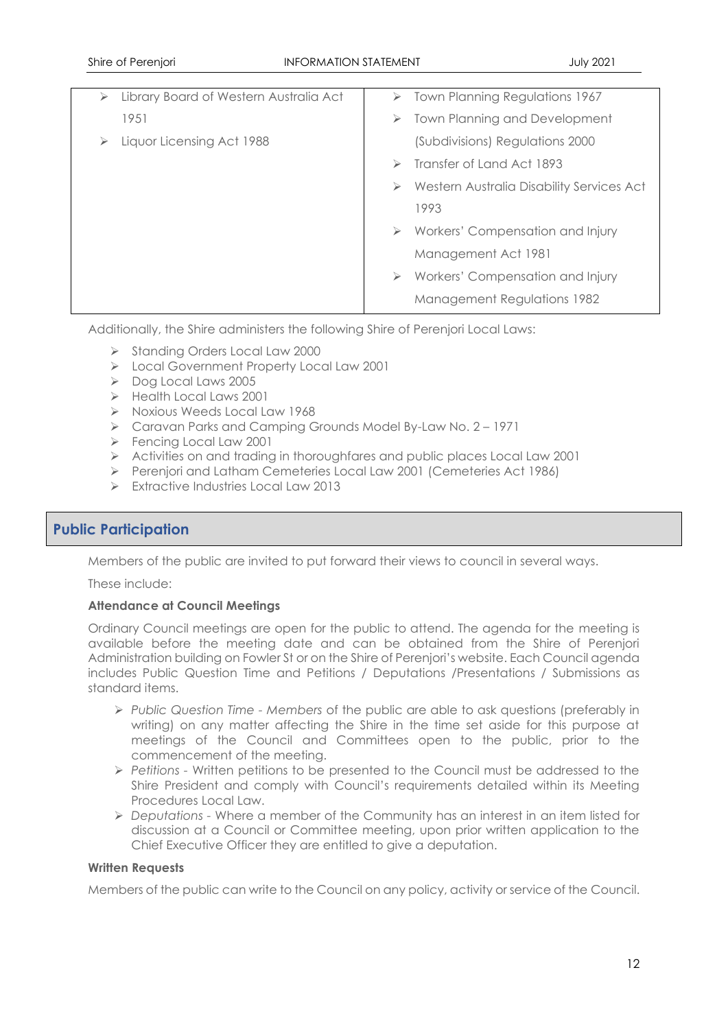| | |
|---|---|
| ➢ Library Board of Western Australia Act 1951 | ➢ Town Planning Regulations 1967 |
| ➢ Liquor Licensing Act 1988 | ➢ Town Planning and Development (Subdivisions) Regulations 2000 |
| | ➢ Transfer of Land Act 1893 |
| | ➢ Western Australia Disability Services Act 1993 |
| | ➢ Workers' Compensation and Injury Management Act 1981 |
| | ➢ Workers' Compensation and Injury Management Regulations 1982 |

Additionally, the Shire administers the following Shire of Perenjori Local Laws:

- Standing Orders Local Law 2000
- Local Government Property Local Law 2001
- Dog Local Laws 2005
- Health Local Laws 2001
- Noxious Weeds Local Law 1968
- Caravan Parks and Camping Grounds Model By-Law No. 2 – 1971
- Fencing Local Law 2001
- Activities on and trading in thoroughfares and public places Local Law 2001
- Perenjori and Latham Cemeteries Local Law 2001 (Cemeteries Act 1986)
- Extractive Industries Local Law 2013

## Public Participation

Members of the public are invited to put forward their views to council in several ways.

These include:

**Attendance at Council Meetings**

Ordinary Council meetings are open for the public to attend. The agenda for the meeting is available before the meeting date and can be obtained from the Shire of Perenjori Administration building on Fowler St or on the Shire of Perenjori's website. Each Council agenda includes Public Question Time and Petitions / Deputations /Presentations / Submissions as standard items.

- *Public Question Time - Members* of the public are able to ask questions (preferably in writing) on any matter affecting the Shire in the time set aside for this purpose at meetings of the Council and Committees open to the public, prior to the commencement of the meeting.
- *Petitions* - Written petitions to be presented to the Council must be addressed to the Shire President and comply with Council's requirements detailed within its Meeting Procedures Local Law.
- *Deputations* - Where a member of the Community has an interest in an item listed for discussion at a Council or Committee meeting, upon prior written application to the Chief Executive Officer they are entitled to give a deputation.

**Written Requests**

Members of the public can write to the Council on any policy, activity or service of the Council.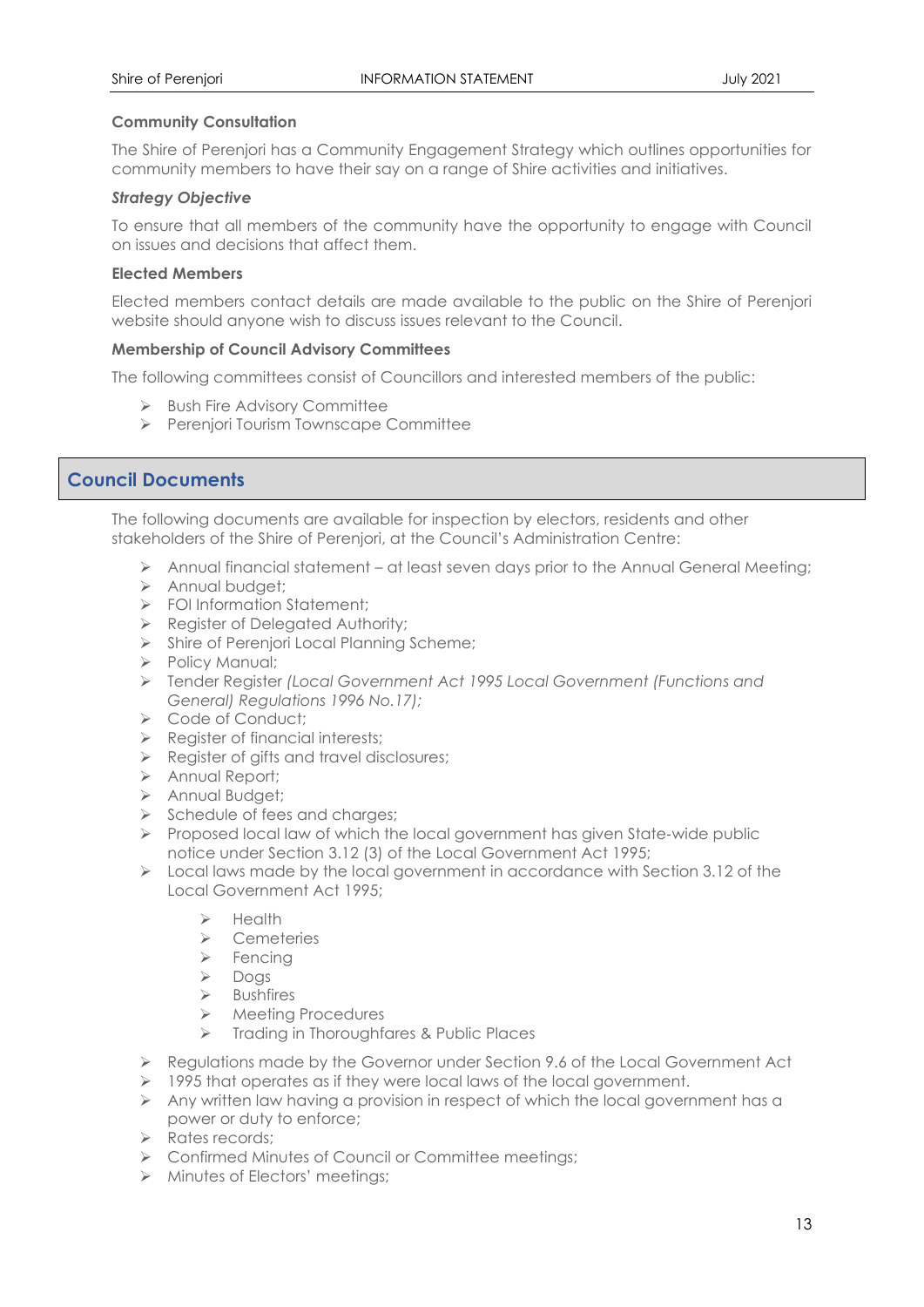**Community Consultation**

The Shire of Perenjori has a Community Engagement Strategy which outlines opportunities for community members to have their say on a range of Shire activities and initiatives.

***Strategy Objective***

To ensure that all members of the community have the opportunity to engage with Council on issues and decisions that affect them.

**Elected Members**

Elected members contact details are made available to the public on the Shire of Perenjori website should anyone wish to discuss issues relevant to the Council.

**Membership of Council Advisory Committees**

The following committees consist of Councillors and interested members of the public:

- Bush Fire Advisory Committee
- Perenjori Tourism Townscape Committee

## Council Documents

The following documents are available for inspection by electors, residents and other stakeholders of the Shire of Perenjori, at the Council's Administration Centre:

- Annual financial statement – at least seven days prior to the Annual General Meeting;
- Annual budget;
- FOI Information Statement;
- Register of Delegated Authority;
- Shire of Perenjori Local Planning Scheme;
- Policy Manual;
- Tender Register *(Local Government Act 1995 Local Government (Functions and General) Regulations 1996 No.17);*
- Code of Conduct;
- Register of financial interests;
- Register of gifts and travel disclosures;
- Annual Report;
- Annual Budget;
- Schedule of fees and charges;
- Proposed local law of which the local government has given State-wide public notice under Section 3.12 (3) of the Local Government Act 1995;
- Local laws made by the local government in accordance with Section 3.12 of the Local Government Act 1995;
    - Health
    - Cemeteries
    - Fencing
    - Dogs
    - Bushfires
    - Meeting Procedures
    - Trading in Thoroughfares & Public Places
- Regulations made by the Governor under Section 9.6 of the Local Government Act
- 1995 that operates as if they were local laws of the local government.
- Any written law having a provision in respect of which the local government has a power or duty to enforce;
- Rates records;
- Confirmed Minutes of Council or Committee meetings;
- Minutes of Electors' meetings;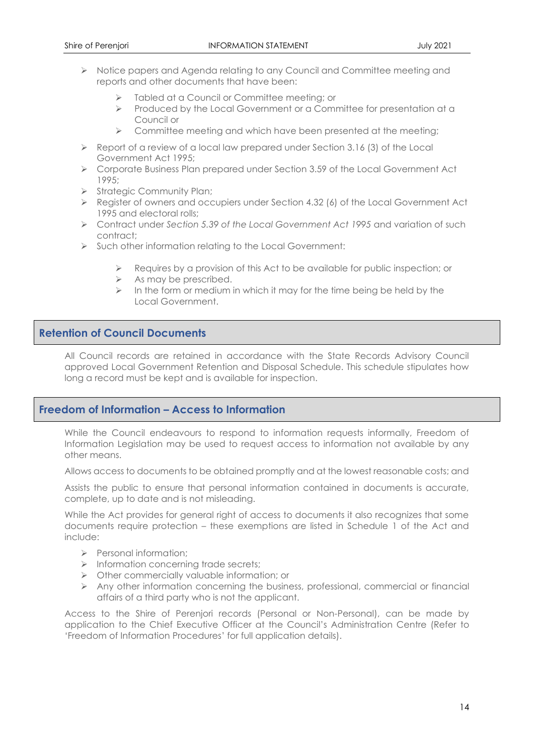- Notice papers and Agenda relating to any Council and Committee meeting and reports and other documents that have been:
    - Tabled at a Council or Committee meeting; or
    - Produced by the Local Government or a Committee for presentation at a Council or
    - Committee meeting and which have been presented at the meeting;
- Report of a review of a local law prepared under Section 3.16 (3) of the Local Government Act 1995;
- Corporate Business Plan prepared under Section 3.59 of the Local Government Act 1995;
- Strategic Community Plan;
- Register of owners and occupiers under Section 4.32 (6) of the Local Government Act 1995 and electoral rolls;
- Contract under *Section 5.39 of the Local Government Act 1995* and variation of such contract;
- Such other information relating to the Local Government:
    - Requires by a provision of this Act to be available for public inspection; or
    - As may be prescribed.
    - In the form or medium in which it may for the time being be held by the Local Government.

## Retention of Council Documents

All Council records are retained in accordance with the State Records Advisory Council approved Local Government Retention and Disposal Schedule. This schedule stipulates how long a record must be kept and is available for inspection.

## Freedom of Information – Access to Information

While the Council endeavours to respond to information requests informally, Freedom of Information Legislation may be used to request access to information not available by any other means.

Allows access to documents to be obtained promptly and at the lowest reasonable costs; and

Assists the public to ensure that personal information contained in documents is accurate, complete, up to date and is not misleading.

While the Act provides for general right of access to documents it also recognizes that some documents require protection – these exemptions are listed in Schedule 1 of the Act and include:

- Personal information;
- Information concerning trade secrets;
- Other commercially valuable information; or
- Any other information concerning the business, professional, commercial or financial affairs of a third party who is not the applicant.

Access to the Shire of Perenjori records (Personal or Non-Personal), can be made by application to the Chief Executive Officer at the Council's Administration Centre (Refer to 'Freedom of Information Procedures' for full application details).